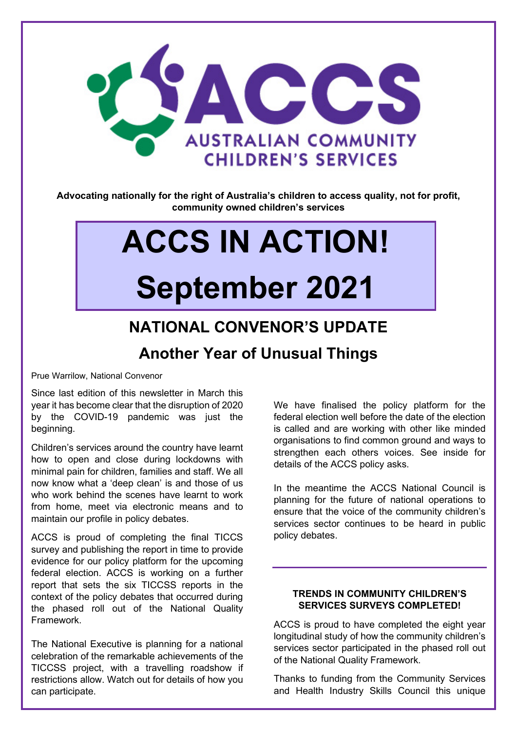ACCS

AUSTRALIAN COMMUNITY CHILDREN'S SERVICES

**Advocating nationally for the right of Australia's children to access quality, not for profit, community owned children's services**

# ACCS IN ACTION!
# September 2021

## NATIONAL CONVENOR'S UPDATE

### Another Year of Unusual Things

Prue Warrilow, National Convenor

Since last edition of this newsletter in March this year it has become clear that the disruption of 2020 by the COVID-19 pandemic was just the beginning.

Children's services around the country have learnt how to open and close during lockdowns with minimal pain for children, families and staff. We all now know what a 'deep clean' is and those of us who work behind the scenes have learnt to work from home, meet via electronic means and to maintain our profile in policy debates.

ACCS is proud of completing the final TICCS survey and publishing the report in time to provide evidence for our policy platform for the upcoming federal election. ACCS is working on a further report that sets the six TICCSS reports in the context of the policy debates that occurred during the phased roll out of the National Quality Framework.

The National Executive is planning for a national celebration of the remarkable achievements of the TICCSS project, with a travelling roadshow if restrictions allow. Watch out for details of how you can participate.

We have finalised the policy platform for the federal election well before the date of the election is called and are working with other like minded organisations to find common ground and ways to strengthen each others voices. See inside for details of the ACCS policy asks.

In the meantime the ACCS National Council is planning for the future of national operations to ensure that the voice of the community children's services sector continues to be heard in public policy debates.

---

#### TRENDS IN COMMUNITY CHILDREN'S SERVICES SURVEYS COMPLETED!

ACCS is proud to have completed the eight year longitudinal study of how the community children's services sector participated in the phased roll out of the National Quality Framework.

Thanks to funding from the Community Services and Health Industry Skills Council this unique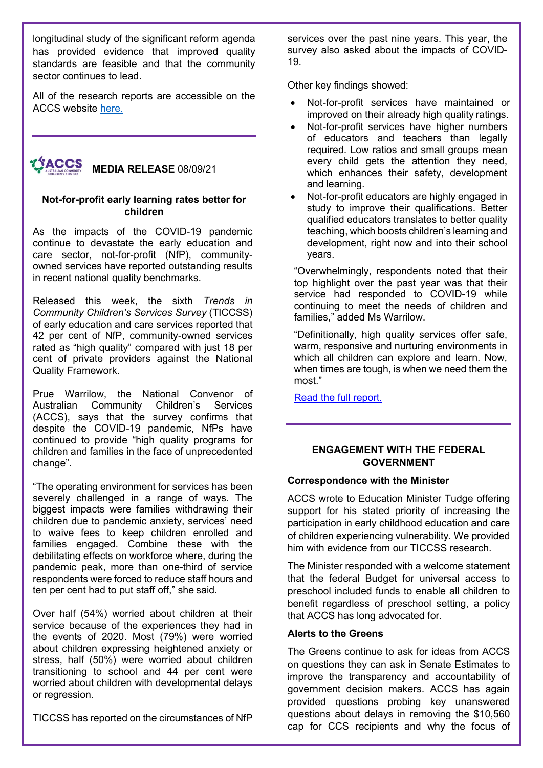longitudinal study of the significant reform agenda has provided evidence that improved quality standards are feasible and that the community sector continues to lead.

All of the research reports are accessible on the ACCS website [here.](#)

---

**MEDIA RELEASE** 08/09/21

### Not-for-profit early learning rates better for children

As the impacts of the COVID-19 pandemic continue to devastate the early education and care sector, not-for-profit (NfP), community-owned services have reported outstanding results in recent national quality benchmarks.

Released this week, the sixth *Trends in Community Children's Services Survey* (TICCSS) of early education and care services reported that 42 per cent of NfP, community-owned services rated as "high quality" compared with just 18 per cent of private providers against the National Quality Framework.

Prue Warrilow, the National Convenor of Australian Community Children's Services (ACCS), says that the survey confirms that despite the COVID-19 pandemic, NfPs have continued to provide "high quality programs for children and families in the face of unprecedented change".

"The operating environment for services has been severely challenged in a range of ways. The biggest impacts were families withdrawing their children due to pandemic anxiety, services' need to waive fees to keep children enrolled and families engaged. Combine these with the debilitating effects on workforce where, during the pandemic peak, more than one-third of service respondents were forced to reduce staff hours and ten per cent had to put staff off," she said.

Over half (54%) worried about children at their service because of the experiences they had in the events of 2020. Most (79%) were worried about children expressing heightened anxiety or stress, half (50%) were worried about children transitioning to school and 44 per cent were worried about children with developmental delays or regression.

TICCSS has reported on the circumstances of NfP services over the past nine years. This year, the survey also asked about the impacts of COVID-19.

Other key findings showed:

- Not-for-profit services have maintained or improved on their already high quality ratings.
- Not-for-profit services have higher numbers of educators and teachers than legally required. Low ratios and small groups mean every child gets the attention they need, which enhances their safety, development and learning.
- Not-for-profit educators are highly engaged in study to improve their qualifications. Better qualified educators translates to better quality teaching, which boosts children's learning and development, right now and into their school years.

"Overwhelmingly, respondents noted that their top highlight over the past year was that their service had responded to COVID-19 while continuing to meet the needs of children and families," added Ms Warrilow.

"Definitionally, high quality services offer safe, warm, responsive and nurturing environments in which all children can explore and learn. Now, when times are tough, is when we need them the most."

[Read the full report.](#)

---

## ENGAGEMENT WITH THE FEDERAL GOVERNMENT

### Correspondence with the Minister

ACCS wrote to Education Minister Tudge offering support for his stated priority of increasing the participation in early childhood education and care of children experiencing vulnerability. We provided him with evidence from our TICCSS research.

The Minister responded with a welcome statement that the federal Budget for universal access to preschool included funds to enable all children to benefit regardless of preschool setting, a policy that ACCS has long advocated for.

### Alerts to the Greens

The Greens continue to ask for ideas from ACCS on questions they can ask in Senate Estimates to improve the transparency and accountability of government decision makers. ACCS has again provided questions probing key unanswered questions about delays in removing the $10,560 cap for CCS recipients and why the focus of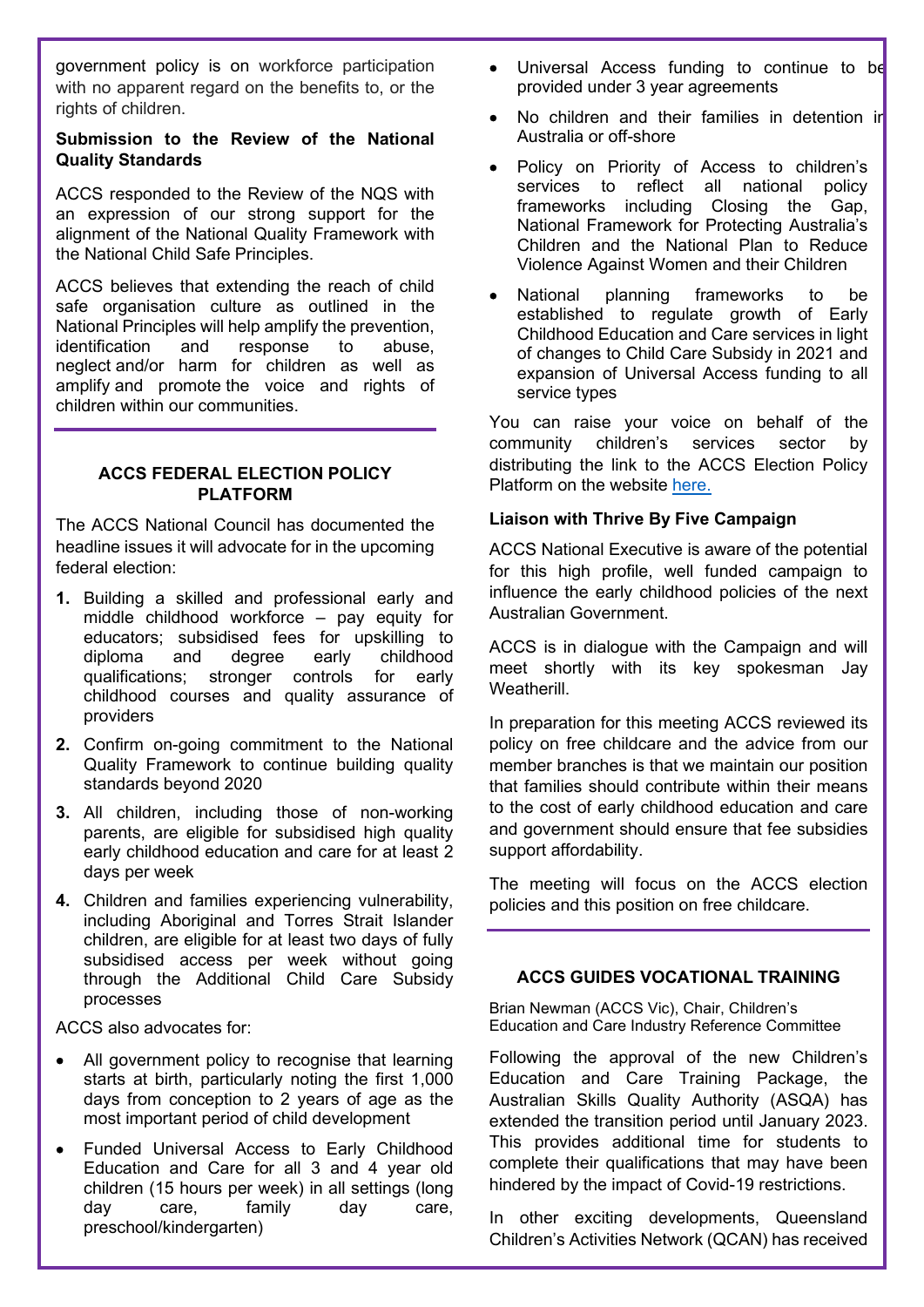government policy is on workforce participation with no apparent regard on the benefits to, or the rights of children.

**Submission to the Review of the National Quality Standards**

ACCS responded to the Review of the NQS with an expression of our strong support for the alignment of the National Quality Framework with the National Child Safe Principles.

ACCS believes that extending the reach of child safe organisation culture as outlined in the National Principles will help amplify the prevention, identification and response to abuse, neglect and/or harm for children as well as amplify and promote the voice and rights of children within our communities.

## ACCS FEDERAL ELECTION POLICY PLATFORM

The ACCS National Council has documented the headline issues it will advocate for in the upcoming federal election:

1. Building a skilled and professional early and middle childhood workforce – pay equity for educators; subsidised fees for upskilling to diploma and degree early childhood qualifications; stronger controls for early childhood courses and quality assurance of providers
2. Confirm on-going commitment to the National Quality Framework to continue building quality standards beyond 2020
3. All children, including those of non-working parents, are eligible for subsidised high quality early childhood education and care for at least 2 days per week
4. Children and families experiencing vulnerability, including Aboriginal and Torres Strait Islander children, are eligible for at least two days of fully subsidised access per week without going through the Additional Child Care Subsidy processes

ACCS also advocates for:

- All government policy to recognise that learning starts at birth, particularly noting the first 1,000 days from conception to 2 years of age as the most important period of child development
- Funded Universal Access to Early Childhood Education and Care for all 3 and 4 year old children (15 hours per week) in all settings (long day care, family day care, preschool/kindergarten)
- Universal Access funding to continue to be provided under 3 year agreements
- No children and their families in detention in Australia or off-shore
- Policy on Priority of Access to children's services to reflect all national policy frameworks including Closing the Gap, National Framework for Protecting Australia's Children and the National Plan to Reduce Violence Against Women and their Children
- National planning frameworks to be established to regulate growth of Early Childhood Education and Care services in light of changes to Child Care Subsidy in 2021 and expansion of Universal Access funding to all service types

You can raise your voice on behalf of the community children's services sector by distributing the link to the ACCS Election Policy Platform on the website here.

**Liaison with Thrive By Five Campaign**

ACCS National Executive is aware of the potential for this high profile, well funded campaign to influence the early childhood policies of the next Australian Government.

ACCS is in dialogue with the Campaign and will meet shortly with its key spokesman Jay Weatherill.

In preparation for this meeting ACCS reviewed its policy on free childcare and the advice from our member branches is that we maintain our position that families should contribute within their means to the cost of early childhood education and care and government should ensure that fee subsidies support affordability.

The meeting will focus on the ACCS election policies and this position on free childcare.

## ACCS GUIDES VOCATIONAL TRAINING

Brian Newman (ACCS Vic), Chair, Children's Education and Care Industry Reference Committee

Following the approval of the new Children's Education and Care Training Package, the Australian Skills Quality Authority (ASQA) has extended the transition period until January 2023. This provides additional time for students to complete their qualifications that may have been hindered by the impact of Covid-19 restrictions.

In other exciting developments, Queensland Children's Activities Network (QCAN) has received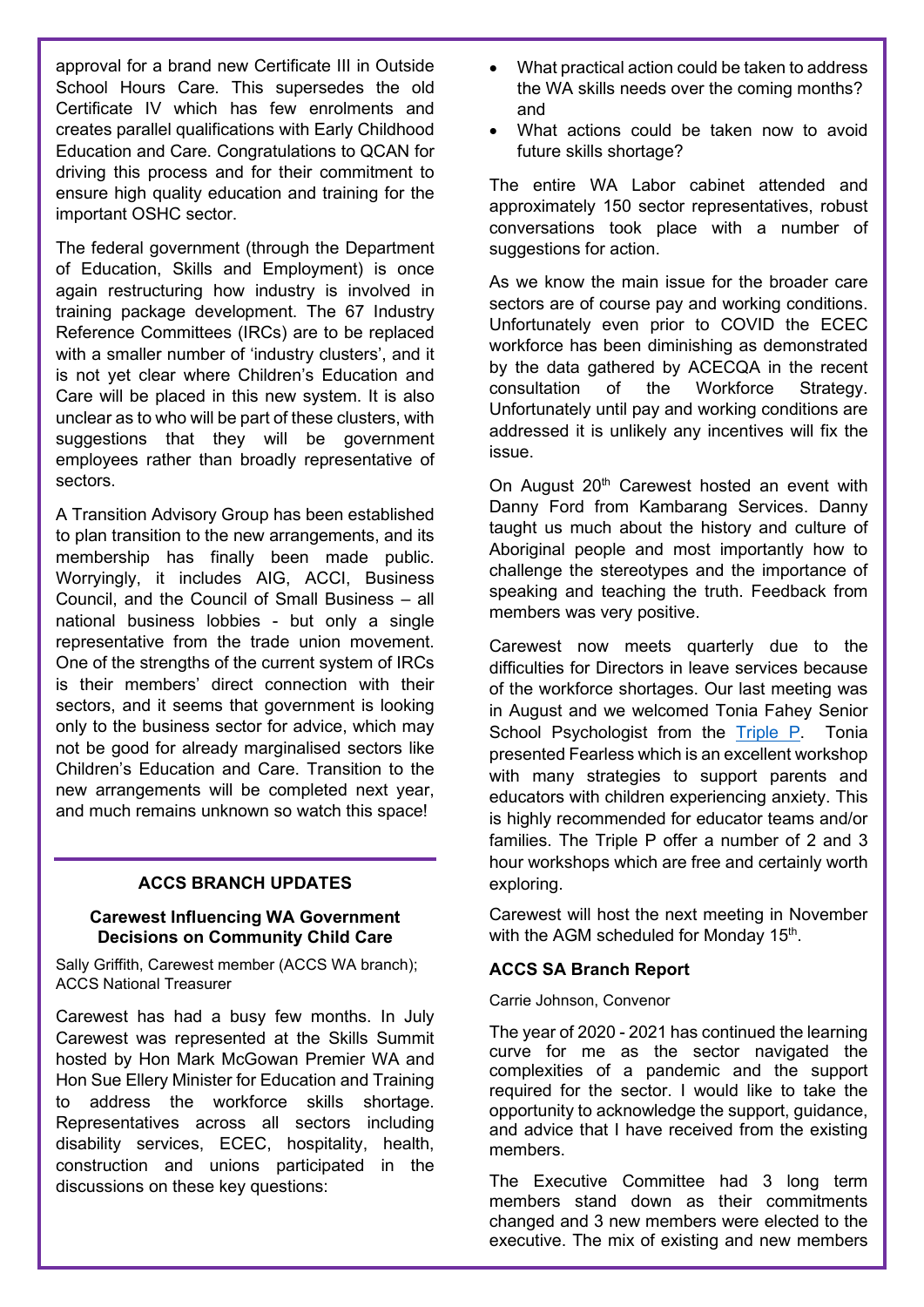approval for a brand new Certificate III in Outside School Hours Care. This supersedes the old Certificate IV which has few enrolments and creates parallel qualifications with Early Childhood Education and Care. Congratulations to QCAN for driving this process and for their commitment to ensure high quality education and training for the important OSHC sector.

The federal government (through the Department of Education, Skills and Employment) is once again restructuring how industry is involved in training package development. The 67 Industry Reference Committees (IRCs) are to be replaced with a smaller number of 'industry clusters', and it is not yet clear where Children's Education and Care will be placed in this new system. It is also unclear as to who will be part of these clusters, with suggestions that they will be government employees rather than broadly representative of sectors.

A Transition Advisory Group has been established to plan transition to the new arrangements, and its membership has finally been made public. Worryingly, it includes AIG, ACCI, Business Council, and the Council of Small Business – all national business lobbies - but only a single representative from the trade union movement. One of the strengths of the current system of IRCs is their members' direct connection with their sectors, and it seems that government is looking only to the business sector for advice, which may not be good for already marginalised sectors like Children's Education and Care. Transition to the new arrangements will be completed next year, and much remains unknown so watch this space!

## ACCS BRANCH UPDATES

### Carewest Influencing WA Government Decisions on Community Child Care

Sally Griffith, Carewest member (ACCS WA branch); ACCS National Treasurer

Carewest has had a busy few months. In July Carewest was represented at the Skills Summit hosted by Hon Mark McGowan Premier WA and Hon Sue Ellery Minister for Education and Training to address the workforce skills shortage. Representatives across all sectors including disability services, ECEC, hospitality, health, construction and unions participated in the discussions on these key questions:

- What practical action could be taken to address the WA skills needs over the coming months? and
- What actions could be taken now to avoid future skills shortage?

The entire WA Labor cabinet attended and approximately 150 sector representatives, robust conversations took place with a number of suggestions for action.

As we know the main issue for the broader care sectors are of course pay and working conditions. Unfortunately even prior to COVID the ECEC workforce has been diminishing as demonstrated by the data gathered by ACECQA in the recent consultation of the Workforce Strategy. Unfortunately until pay and working conditions are addressed it is unlikely any incentives will fix the issue.

On August 20th Carewest hosted an event with Danny Ford from Kambarang Services. Danny taught us much about the history and culture of Aboriginal people and most importantly how to challenge the stereotypes and the importance of speaking and teaching the truth. Feedback from members was very positive.

Carewest now meets quarterly due to the difficulties for Directors in leave services because of the workforce shortages. Our last meeting was in August and we welcomed Tonia Fahey Senior School Psychologist from the Triple P. Tonia presented Fearless which is an excellent workshop with many strategies to support parents and educators with children experiencing anxiety. This is highly recommended for educator teams and/or families. The Triple P offer a number of 2 and 3 hour workshops which are free and certainly worth exploring.

Carewest will host the next meeting in November with the AGM scheduled for Monday 15th.

### ACCS SA Branch Report

Carrie Johnson, Convenor

The year of 2020 - 2021 has continued the learning curve for me as the sector navigated the complexities of a pandemic and the support required for the sector. I would like to take the opportunity to acknowledge the support, guidance, and advice that I have received from the existing members.

The Executive Committee had 3 long term members stand down as their commitments changed and 3 new members were elected to the executive. The mix of existing and new members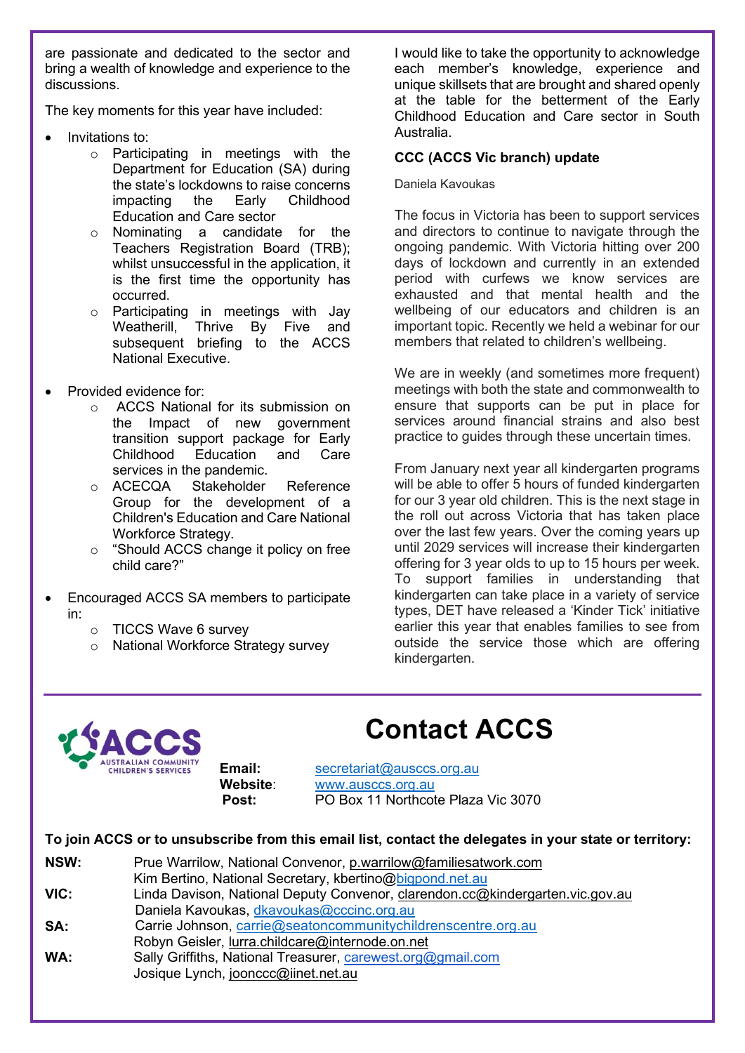are passionate and dedicated to the sector and bring a wealth of knowledge and experience to the discussions.

The key moments for this year have included:

- Invitations to:
  - Participating in meetings with the Department for Education (SA) during the state's lockdowns to raise concerns impacting the Early Childhood Education and Care sector
  - Nominating a candidate for the Teachers Registration Board (TRB); whilst unsuccessful in the application, it is the first time the opportunity has occurred.
  - Participating in meetings with Jay Weatherill, Thrive By Five and subsequent briefing to the ACCS National Executive.
- Provided evidence for:
  - ACCS National for its submission on the Impact of new government transition support package for Early Childhood Education and Care services in the pandemic.
  - ACECQA Stakeholder Reference Group for the development of a Children's Education and Care National Workforce Strategy.
  - "Should ACCS change it policy on free child care?"
- Encouraged ACCS SA members to participate in:
  - TICCS Wave 6 survey
  - National Workforce Strategy survey

I would like to take the opportunity to acknowledge each member's knowledge, experience and unique skillsets that are brought and shared openly at the table for the betterment of the Early Childhood Education and Care sector in South Australia.

**CCC (ACCS Vic branch) update**

Daniela Kavoukas

The focus in Victoria has been to support services and directors to continue to navigate through the ongoing pandemic. With Victoria hitting over 200 days of lockdown and currently in an extended period with curfews we know services are exhausted and that mental health and the wellbeing of our educators and children is an important topic. Recently we held a webinar for our members that related to children's wellbeing.

We are in weekly (and sometimes more frequent) meetings with both the state and commonwealth to ensure that supports can be put in place for services around financial strains and also best practice to guides through these uncertain times.

From January next year all kindergarten programs will be able to offer 5 hours of funded kindergarten for our 3 year old children. This is the next stage in the roll out across Victoria that has taken place over the last few years. Over the coming years up until 2029 services will increase their kindergarten offering for 3 year olds to up to 15 hours per week. To support families in understanding that kindergarten can take place in a variety of service types, DET have released a 'Kinder Tick' initiative earlier this year that enables families to see from outside the service those which are offering kindergarten.

# Contact ACCS

ACCS AUSTRALIAN COMMUNITY CHILDREN'S SERVICES

**Email:** secretariat@ausccs.org.au
**Website**: www.ausccs.org.au
**Post:** PO Box 11 Northcote Plaza Vic 3070

**To join ACCS or to unsubscribe from this email list, contact the delegates in your state or territory:**

**NSW:** Prue Warrilow, National Convenor, p.warrilow@familiesatwork.com
Kim Bertino, National Secretary, kbertino@bigpond.net.au

**VIC:** Linda Davison, National Deputy Convenor, clarendon.cc@kindergarten.vic.gov.au
Daniela Kavoukas, dkavoukas@cccinc.org.au

**SA:** Carrie Johnson, carrie@seatoncommunitychildrenscentre.org.au
Robyn Geisler, lurra.childcare@internode.on.net

**WA:** Sally Griffiths, National Treasurer, carewest.org@gmail.com
Josique Lynch, joonccc@iinet.net.au